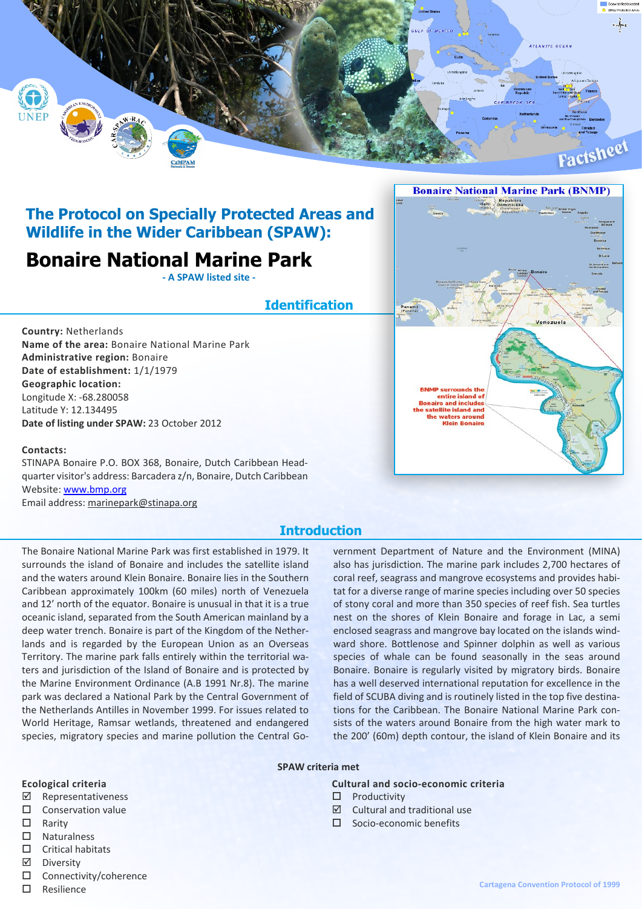# The Protocol on Specially Protected Areas and Wildlife in the Wider Caribbean (SPAW):

# Bonaire National Marine Park

- A SPAW listed site -

## Identification

**Country:** Netherlands
**Name of the area:** Bonaire National Marine Park
**Administrative region:** Bonaire
**Date of establishment:** 1/1/1979
**Geographic location:**
Longitude X: -68.280058
Latitude Y: 12.134495
**Date of listing under SPAW:** 23 October 2012

**Contacts:**
STINAPA Bonaire P.O. BOX 368, Bonaire, Dutch Caribbean Headquarter visitor's address: Barcadera z/n, Bonaire, Dutch Caribbean
Website: www.bmp.org
Email address: marinepark@stinapa.org

**Bonaire National Marine Park (BNMP)**

BNMP surrounds the entire island of Bonaire and includes the satellite island and the waters around Klein Bonaire

## Introduction

The Bonaire National Marine Park was first established in 1979. It surrounds the island of Bonaire and includes the satellite island and the waters around Klein Bonaire. Bonaire lies in the Southern Caribbean approximately 100km (60 miles) north of Venezuela and 12' north of the equator. Bonaire is unusual in that it is a true oceanic island, separated from the South American mainland by a deep water trench. Bonaire is part of the Kingdom of the Netherlands and is regarded by the European Union as an Overseas Territory. The marine park falls entirely within the territorial waters and jurisdiction of the Island of Bonaire and is protected by the Marine Environment Ordinance (A.B 1991 Nr.8). The marine park was declared a National Park by the Central Government of the Netherlands Antilles in November 1999. For issues related to World Heritage, Ramsar wetlands, threatened and endangered species, migratory species and marine pollution the Central Government Department of Nature and the Environment (MINA) also has jurisdiction. The marine park includes 2,700 hectares of coral reef, seagrass and mangrove ecosystems and provides habitat for a diverse range of marine species including over 50 species of stony coral and more than 350 species of reef fish. Sea turtles nest on the shores of Klein Bonaire and forage in Lac, a semi enclosed seagrass and mangrove bay located on the islands windward shore. Bottlenose and Spinner dolphin as well as various species of whale can be found seasonally in the seas around Bonaire. Bonaire is regularly visited by migratory birds. Bonaire has a well deserved international reputation for excellence in the field of SCUBA diving and is routinely listed in the top five destinations for the Caribbean. The Bonaire National Marine Park consists of the waters around Bonaire from the high water mark to the 200' (60m) depth contour, the island of Klein Bonaire and its

**SPAW criteria met**

**Ecological criteria**

- ☑ Representativeness
- ☐ Conservation value
- ☐ Rarity
- ☐ Naturalness
- ☐ Critical habitats
- ☑ Diversity
- ☐ Connectivity/coherence
- ☐ Resilience

**Cultural and socio-economic criteria**

- ☐ Productivity
- ☑ Cultural and traditional use
- ☐ Socio-economic benefits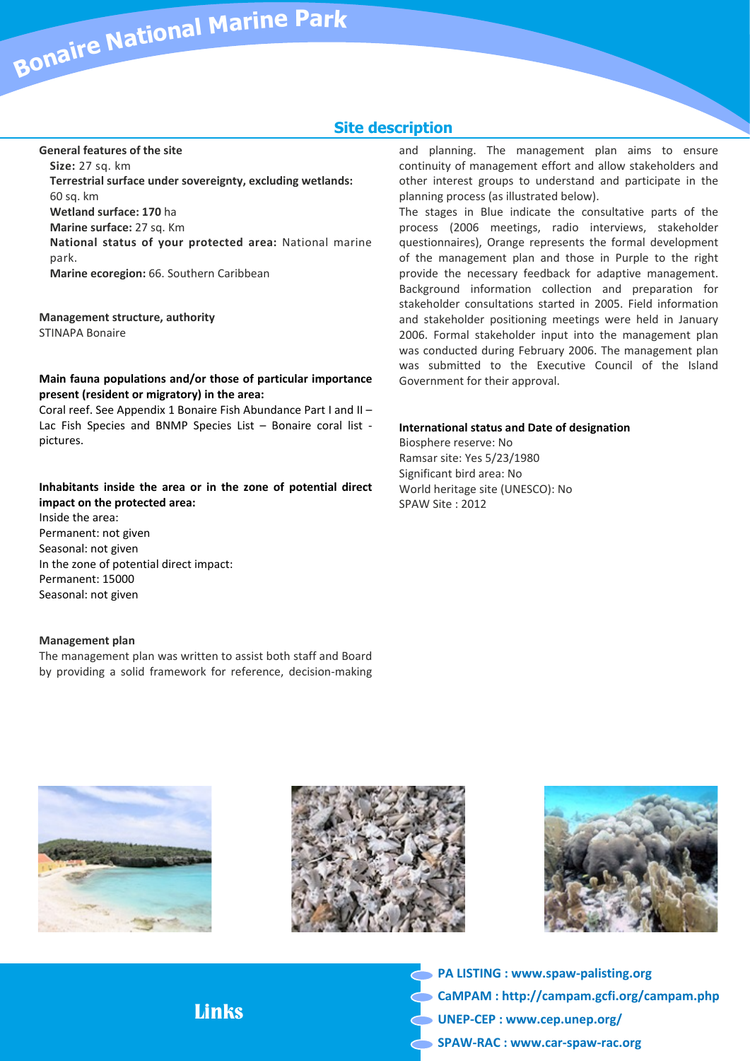# Bonaire National Marine Park

## Site description

**General features of the site**

**Size:** 27 sq. km

**Terrestrial surface under sovereignty, excluding wetlands:** 60 sq. km

**Wetland surface: 170** ha

**Marine surface:** 27 sq. Km

**National status of your protected area:** National marine park.

**Marine ecoregion:** 66. Southern Caribbean

**Management structure, authority**

STINAPA Bonaire

**Main fauna populations and/or those of particular importance present (resident or migratory) in the area:**

Coral reef. See Appendix 1 Bonaire Fish Abundance Part I and II – Lac Fish Species and BNMP Species List – Bonaire coral list - pictures.

**Inhabitants inside the area or in the zone of potential direct impact on the protected area:**

Inside the area:
Permanent: not given
Seasonal: not given
In the zone of potential direct impact:
Permanent: 15000
Seasonal: not given

**Management plan**

The management plan was written to assist both staff and Board by providing a solid framework for reference, decision-making and planning. The management plan aims to ensure continuity of management effort and allow stakeholders and other interest groups to understand and participate in the planning process (as illustrated below).

The stages in Blue indicate the consultative parts of the process (2006 meetings, radio interviews, stakeholder questionnaires), Orange represents the formal development of the management plan and those in Purple to the right provide the necessary feedback for adaptive management. Background information collection and preparation for stakeholder consultations started in 2005. Field information and stakeholder positioning meetings were held in January 2006. Formal stakeholder input into the management plan was conducted during February 2006. The management plan was submitted to the Executive Council of the Island Government for their approval.

**International status and Date of designation**

Biosphere reserve: No
Ramsar site: Yes 5/23/1980
Significant bird area: No
World heritage site (UNESCO): No
SPAW Site : 2012

## Links

- **PA LISTING : www.spaw-palisting.org**
- **CaMPAM : http://campam.gcfi.org/campam.php**
- **UNEP-CEP : www.cep.unep.org/**
- **SPAW-RAC : www.car-spaw-rac.org**